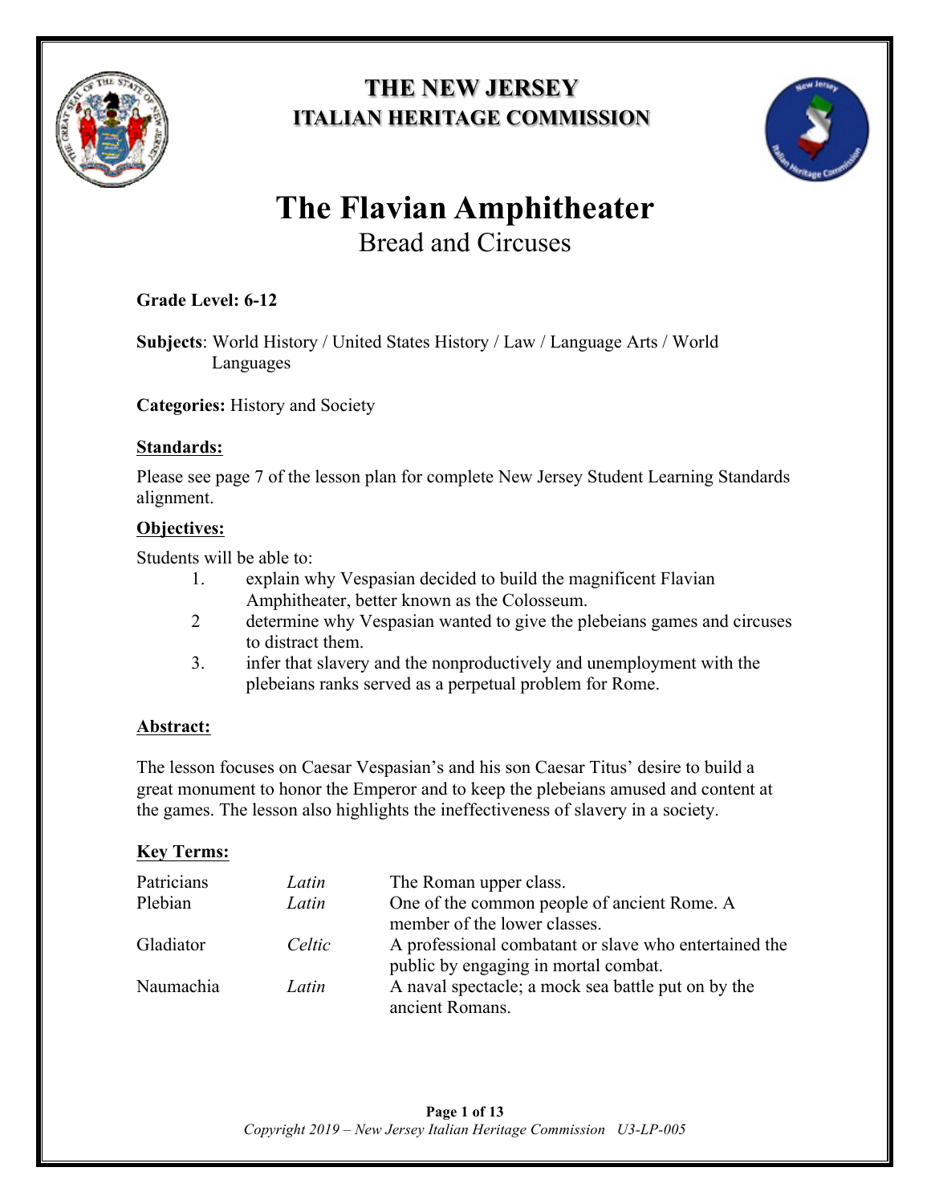# THE NEW JERSEY
## ITALIAN HERITAGE COMMISSION

# The Flavian Amphitheater
## Bread and Circuses

**Grade Level: 6-12**

**Subjects**: World History / United States History / Law / Language Arts / World Languages

**Categories:** History and Society

**Standards:**

Please see page 7 of the lesson plan for complete New Jersey Student Learning Standards alignment.

**Objectives:**

Students will be able to:

1. explain why Vespasian decided to build the magnificent Flavian Amphitheater, better known as the Colosseum.
2 determine why Vespasian wanted to give the plebeians games and circuses to distract them.
3. infer that slavery and the nonproductively and unemployment with the plebeians ranks served as a perpetual problem for Rome.

**Abstract:**

The lesson focuses on Caesar Vespasian's and his son Caesar Titus' desire to build a great monument to honor the Emperor and to keep the plebeians amused and content at the games. The lesson also highlights the ineffectiveness of slavery in a society.

**Key Terms:**

| | | |
|---|---|---|
| Patricians | *Latin* | The Roman upper class. |
| Plebian | *Latin* | One of the common people of ancient Rome. A member of the lower classes. |
| Gladiator | *Celtic* | A professional combatant or slave who entertained the public by engaging in mortal combat. |
| Naumachia | *Latin* | A naval spectacle; a mock sea battle put on by the ancient Romans. |

*Copyright 2019 – New Jersey Italian Heritage Commission U3-LP-005*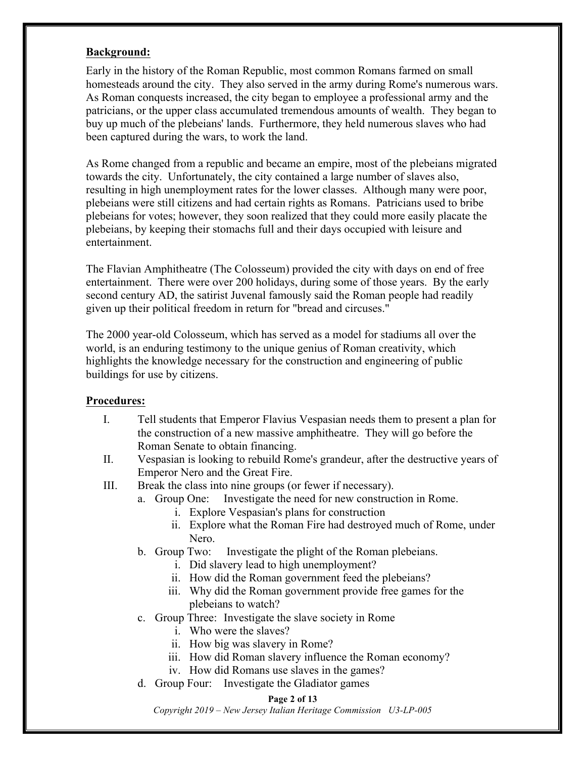**Background:**

Early in the history of the Roman Republic, most common Romans farmed on small homesteads around the city. They also served in the army during Rome's numerous wars. As Roman conquests increased, the city began to employee a professional army and the patricians, or the upper class accumulated tremendous amounts of wealth. They began to buy up much of the plebeians' lands. Furthermore, they held numerous slaves who had been captured during the wars, to work the land.

As Rome changed from a republic and became an empire, most of the plebeians migrated towards the city. Unfortunately, the city contained a large number of slaves also, resulting in high unemployment rates for the lower classes. Although many were poor, plebeians were still citizens and had certain rights as Romans. Patricians used to bribe plebeians for votes; however, they soon realized that they could more easily placate the plebeians, by keeping their stomachs full and their days occupied with leisure and entertainment.

The Flavian Amphitheatre (The Colosseum) provided the city with days on end of free entertainment. There were over 200 holidays, during some of those years. By the early second century AD, the satirist Juvenal famously said the Roman people had readily given up their political freedom in return for "bread and circuses."

The 2000 year-old Colosseum, which has served as a model for stadiums all over the world, is an enduring testimony to the unique genius of Roman creativity, which highlights the knowledge necessary for the construction and engineering of public buildings for use by citizens.

**Procedures:**

I. Tell students that Emperor Flavius Vespasian needs them to present a plan for the construction of a new massive amphitheatre. They will go before the Roman Senate to obtain financing.

II. Vespasian is looking to rebuild Rome's grandeur, after the destructive years of Emperor Nero and the Great Fire.

III. Break the class into nine groups (or fewer if necessary).

   a. Group One: Investigate the need for new construction in Rome.
      i. Explore Vespasian's plans for construction
      ii. Explore what the Roman Fire had destroyed much of Rome, under Nero.
   b. Group Two: Investigate the plight of the Roman plebeians.
      i. Did slavery lead to high unemployment?
      ii. How did the Roman government feed the plebeians?
      iii. Why did the Roman government provide free games for the plebeians to watch?
   c. Group Three: Investigate the slave society in Rome
      i. Who were the slaves?
      ii. How big was slavery in Rome?
      iii. How did Roman slavery influence the Roman economy?
      iv. How did Romans use slaves in the games?
   d. Group Four: Investigate the Gladiator games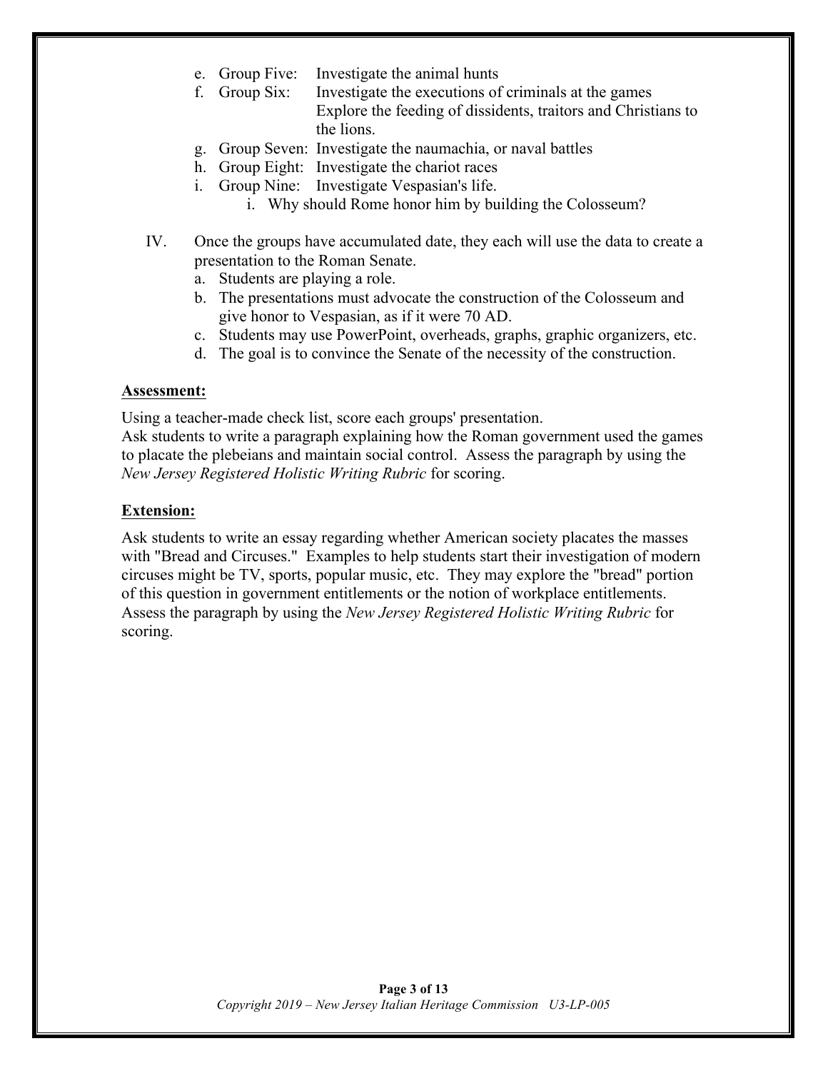e. Group Five: Investigate the animal hunts
f. Group Six: Investigate the executions of criminals at the games
   Explore the feeding of dissidents, traitors and Christians to the lions.
g. Group Seven: Investigate the naumachia, or naval battles
h. Group Eight: Investigate the chariot races
i. Group Nine: Investigate Vespasian's life.
   i. Why should Rome honor him by building the Colosseum?

IV. Once the groups have accumulated date, they each will use the data to create a presentation to the Roman Senate.
   a. Students are playing a role.
   b. The presentations must advocate the construction of the Colosseum and give honor to Vespasian, as if it were 70 AD.
   c. Students may use PowerPoint, overheads, graphs, graphic organizers, etc.
   d. The goal is to convince the Senate of the necessity of the construction.

**Assessment:**

Using a teacher-made check list, score each groups' presentation.
Ask students to write a paragraph explaining how the Roman government used the games to placate the plebeians and maintain social control. Assess the paragraph by using the *New Jersey Registered Holistic Writing Rubric* for scoring.

**Extension:**

Ask students to write an essay regarding whether American society placates the masses with "Bread and Circuses." Examples to help students start their investigation of modern circuses might be TV, sports, popular music, etc. They may explore the "bread" portion of this question in government entitlements or the notion of workplace entitlements. Assess the paragraph by using the *New Jersey Registered Holistic Writing Rubric* for scoring.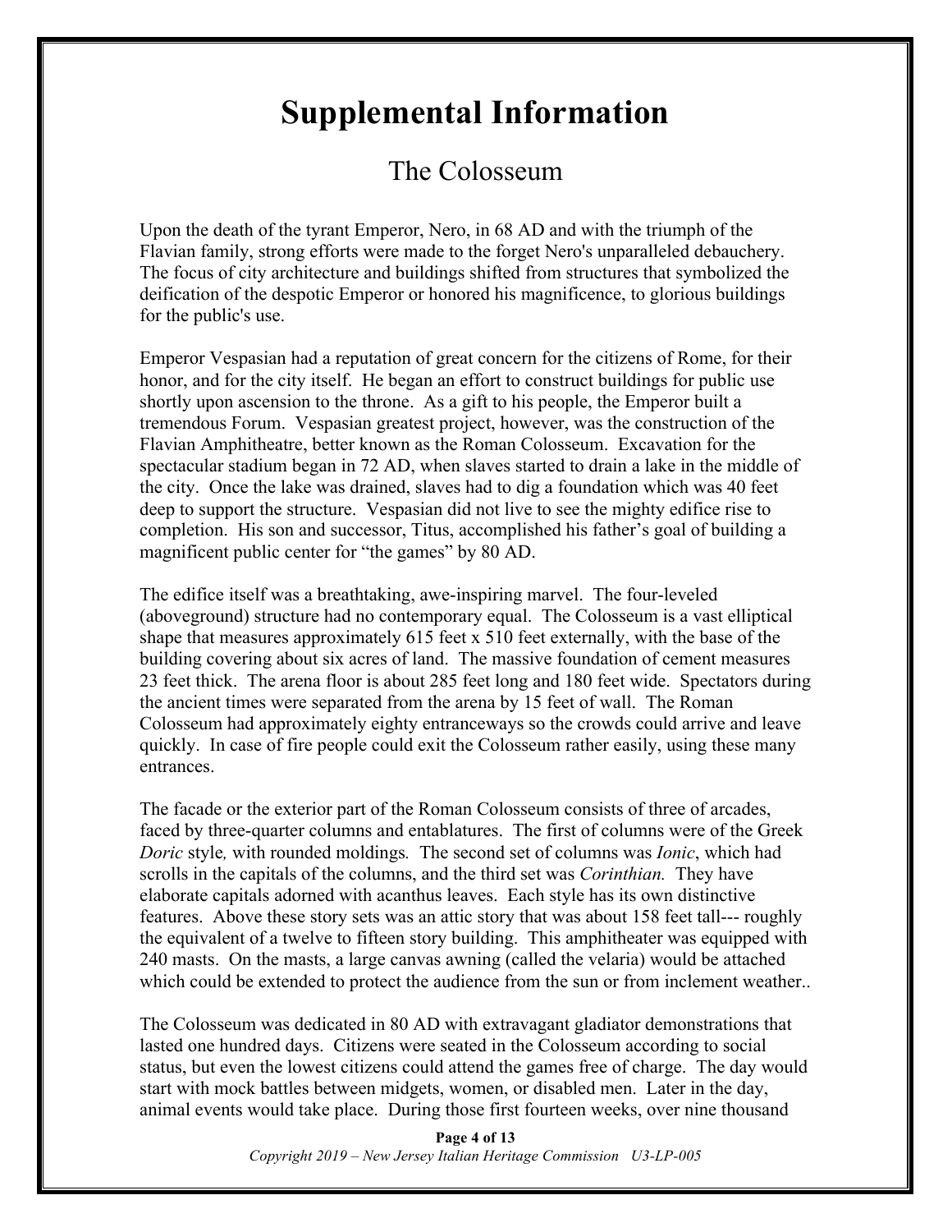# Supplemental Information

## The Colosseum

Upon the death of the tyrant Emperor, Nero, in 68 AD and with the triumph of the Flavian family, strong efforts were made to the forget Nero's unparalleled debauchery. The focus of city architecture and buildings shifted from structures that symbolized the deification of the despotic Emperor or honored his magnificence, to glorious buildings for the public's use.

Emperor Vespasian had a reputation of great concern for the citizens of Rome, for their honor, and for the city itself. He began an effort to construct buildings for public use shortly upon ascension to the throne. As a gift to his people, the Emperor built a tremendous Forum. Vespasian greatest project, however, was the construction of the Flavian Amphitheatre, better known as the Roman Colosseum. Excavation for the spectacular stadium began in 72 AD, when slaves started to drain a lake in the middle of the city. Once the lake was drained, slaves had to dig a foundation which was 40 feet deep to support the structure. Vespasian did not live to see the mighty edifice rise to completion. His son and successor, Titus, accomplished his father's goal of building a magnificent public center for "the games" by 80 AD.

The edifice itself was a breathtaking, awe-inspiring marvel. The four-leveled (aboveground) structure had no contemporary equal. The Colosseum is a vast elliptical shape that measures approximately 615 feet x 510 feet externally, with the base of the building covering about six acres of land. The massive foundation of cement measures 23 feet thick. The arena floor is about 285 feet long and 180 feet wide. Spectators during the ancient times were separated from the arena by 15 feet of wall. The Roman Colosseum had approximately eighty entranceways so the crowds could arrive and leave quickly. In case of fire people could exit the Colosseum rather easily, using these many entrances.

The facade or the exterior part of the Roman Colosseum consists of three of arcades, faced by three-quarter columns and entablatures. The first of columns were of the Greek *Doric* style*,* with rounded moldings*.* The second set of columns was *Ionic*, which had scrolls in the capitals of the columns, and the third set was *Corinthian.* They have elaborate capitals adorned with acanthus leaves. Each style has its own distinctive features. Above these story sets was an attic story that was about 158 feet tall--- roughly the equivalent of a twelve to fifteen story building. This amphitheater was equipped with 240 masts. On the masts, a large canvas awning (called the velaria) would be attached which could be extended to protect the audience from the sun or from inclement weather..

The Colosseum was dedicated in 80 AD with extravagant gladiator demonstrations that lasted one hundred days. Citizens were seated in the Colosseum according to social status, but even the lowest citizens could attend the games free of charge. The day would start with mock battles between midgets, women, or disabled men. Later in the day, animal events would take place. During those first fourteen weeks, over nine thousand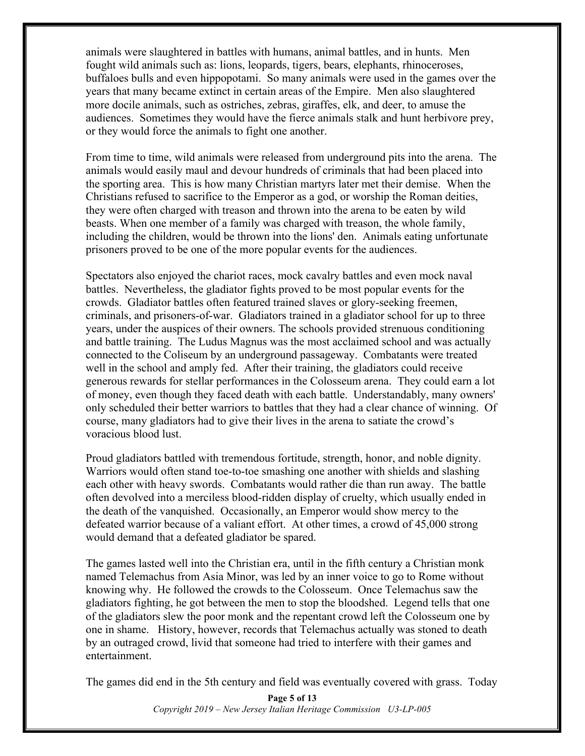animals were slaughtered in battles with humans, animal battles, and in hunts. Men fought wild animals such as: lions, leopards, tigers, bears, elephants, rhinoceroses, buffaloes bulls and even hippopotami. So many animals were used in the games over the years that many became extinct in certain areas of the Empire. Men also slaughtered more docile animals, such as ostriches, zebras, giraffes, elk, and deer, to amuse the audiences. Sometimes they would have the fierce animals stalk and hunt herbivore prey, or they would force the animals to fight one another.

From time to time, wild animals were released from underground pits into the arena. The animals would easily maul and devour hundreds of criminals that had been placed into the sporting area. This is how many Christian martyrs later met their demise. When the Christians refused to sacrifice to the Emperor as a god, or worship the Roman deities, they were often charged with treason and thrown into the arena to be eaten by wild beasts. When one member of a family was charged with treason, the whole family, including the children, would be thrown into the lions' den. Animals eating unfortunate prisoners proved to be one of the more popular events for the audiences.

Spectators also enjoyed the chariot races, mock cavalry battles and even mock naval battles. Nevertheless, the gladiator fights proved to be most popular events for the crowds. Gladiator battles often featured trained slaves or glory-seeking freemen, criminals, and prisoners-of-war. Gladiators trained in a gladiator school for up to three years, under the auspices of their owners. The schools provided strenuous conditioning and battle training. The Ludus Magnus was the most acclaimed school and was actually connected to the Coliseum by an underground passageway. Combatants were treated well in the school and amply fed. After their training, the gladiators could receive generous rewards for stellar performances in the Colosseum arena. They could earn a lot of money, even though they faced death with each battle. Understandably, many owners' only scheduled their better warriors to battles that they had a clear chance of winning. Of course, many gladiators had to give their lives in the arena to satiate the crowd's voracious blood lust.

Proud gladiators battled with tremendous fortitude, strength, honor, and noble dignity. Warriors would often stand toe-to-toe smashing one another with shields and slashing each other with heavy swords. Combatants would rather die than run away. The battle often devolved into a merciless blood-ridden display of cruelty, which usually ended in the death of the vanquished. Occasionally, an Emperor would show mercy to the defeated warrior because of a valiant effort. At other times, a crowd of 45,000 strong would demand that a defeated gladiator be spared.

The games lasted well into the Christian era, until in the fifth century a Christian monk named Telemachus from Asia Minor, was led by an inner voice to go to Rome without knowing why. He followed the crowds to the Colosseum. Once Telemachus saw the gladiators fighting, he got between the men to stop the bloodshed. Legend tells that one of the gladiators slew the poor monk and the repentant crowd left the Colosseum one by one in shame. History, however, records that Telemachus actually was stoned to death by an outraged crowd, livid that someone had tried to interfere with their games and entertainment.

The games did end in the 5th century and field was eventually covered with grass. Today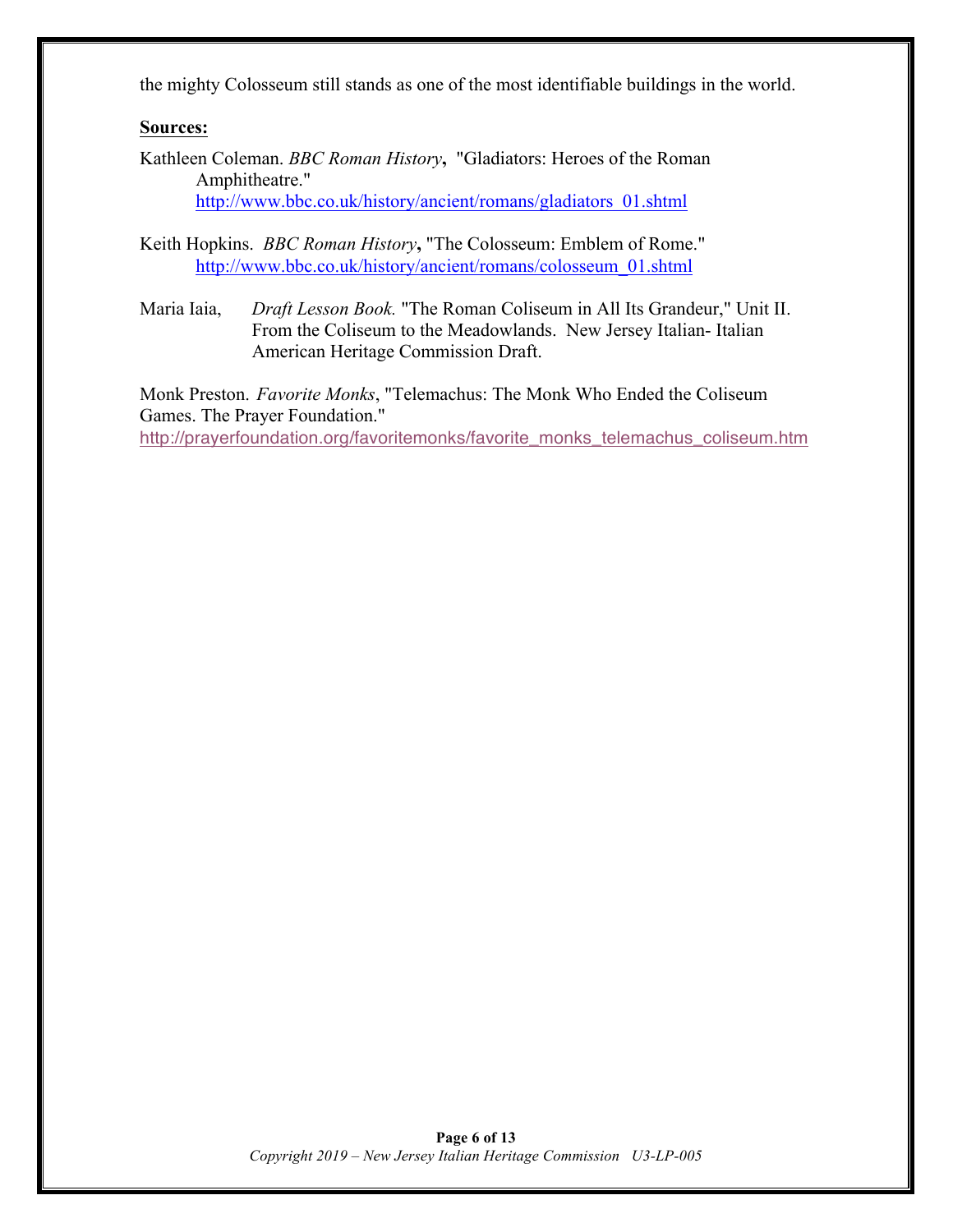the mighty Colosseum still stands as one of the most identifiable buildings in the world.

**Sources:**

Kathleen Coleman. *BBC Roman History*, "Gladiators: Heroes of the Roman Amphitheatre." http://www.bbc.co.uk/history/ancient/romans/gladiators_01.shtml

Keith Hopkins. *BBC Roman History*, "The Colosseum: Emblem of Rome." http://www.bbc.co.uk/history/ancient/romans/colosseum_01.shtml

Maria Iaia, *Draft Lesson Book.* "The Roman Coliseum in All Its Grandeur," Unit II. From the Coliseum to the Meadowlands. New Jersey Italian- Italian American Heritage Commission Draft.

Monk Preston. *Favorite Monks*, "Telemachus: The Monk Who Ended the Coliseum Games. The Prayer Foundation." http://prayerfoundation.org/favoritemonks/favorite_monks_telemachus_coliseum.htm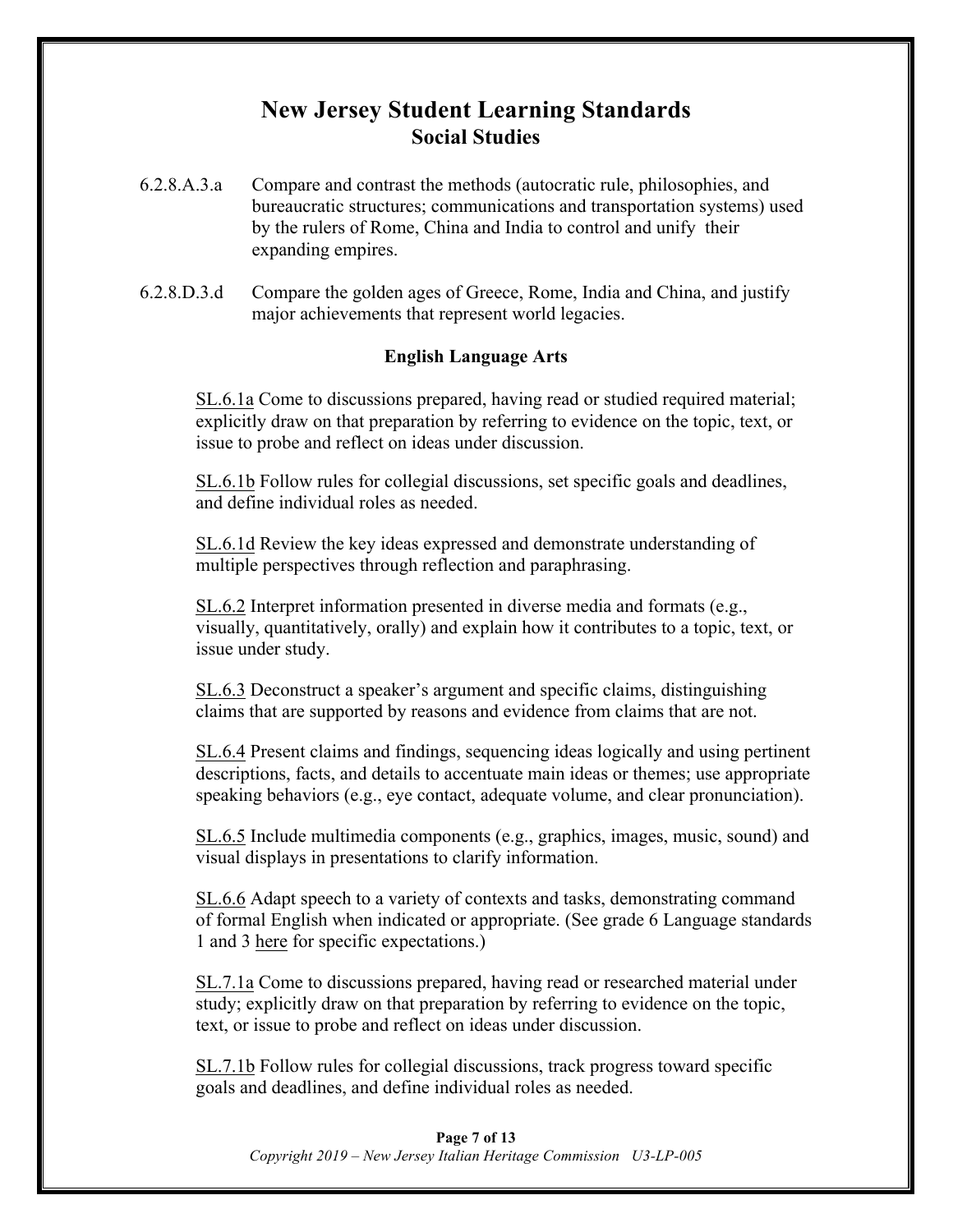# New Jersey Student Learning Standards

## Social Studies

6.2.8.A.3.a Compare and contrast the methods (autocratic rule, philosophies, and bureaucratic structures; communications and transportation systems) used by the rulers of Rome, China and India to control and unify their expanding empires.

6.2.8.D.3.d Compare the golden ages of Greece, Rome, India and China, and justify major achievements that represent world legacies.

### English Language Arts

SL.6.1a Come to discussions prepared, having read or studied required material; explicitly draw on that preparation by referring to evidence on the topic, text, or issue to probe and reflect on ideas under discussion.

SL.6.1b Follow rules for collegial discussions, set specific goals and deadlines, and define individual roles as needed.

SL.6.1d Review the key ideas expressed and demonstrate understanding of multiple perspectives through reflection and paraphrasing.

SL.6.2 Interpret information presented in diverse media and formats (e.g., visually, quantitatively, orally) and explain how it contributes to a topic, text, or issue under study.

SL.6.3 Deconstruct a speaker's argument and specific claims, distinguishing claims that are supported by reasons and evidence from claims that are not.

SL.6.4 Present claims and findings, sequencing ideas logically and using pertinent descriptions, facts, and details to accentuate main ideas or themes; use appropriate speaking behaviors (e.g., eye contact, adequate volume, and clear pronunciation).

SL.6.5 Include multimedia components (e.g., graphics, images, music, sound) and visual displays in presentations to clarify information.

SL.6.6 Adapt speech to a variety of contexts and tasks, demonstrating command of formal English when indicated or appropriate. (See grade 6 Language standards 1 and 3 here for specific expectations.)

SL.7.1a Come to discussions prepared, having read or researched material under study; explicitly draw on that preparation by referring to evidence on the topic, text, or issue to probe and reflect on ideas under discussion.

SL.7.1b Follow rules for collegial discussions, track progress toward specific goals and deadlines, and define individual roles as needed.

*Copyright 2019 – New Jersey Italian Heritage Commission U3-LP-005*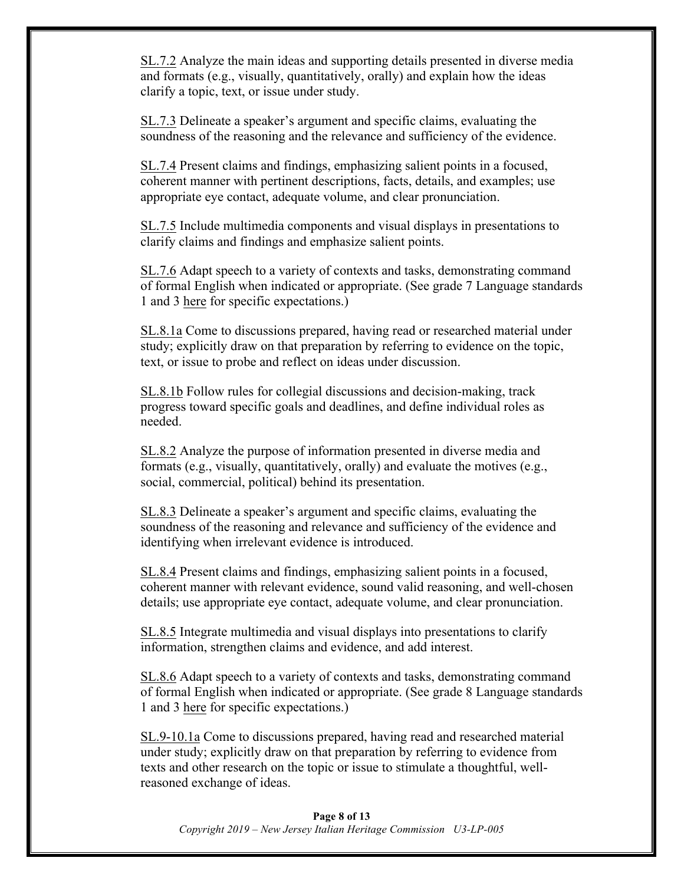SL.7.2 Analyze the main ideas and supporting details presented in diverse media and formats (e.g., visually, quantitatively, orally) and explain how the ideas clarify a topic, text, or issue under study.

SL.7.3 Delineate a speaker's argument and specific claims, evaluating the soundness of the reasoning and the relevance and sufficiency of the evidence.

SL.7.4 Present claims and findings, emphasizing salient points in a focused, coherent manner with pertinent descriptions, facts, details, and examples; use appropriate eye contact, adequate volume, and clear pronunciation.

SL.7.5 Include multimedia components and visual displays in presentations to clarify claims and findings and emphasize salient points.

SL.7.6 Adapt speech to a variety of contexts and tasks, demonstrating command of formal English when indicated or appropriate. (See grade 7 Language standards 1 and 3 here for specific expectations.)

SL.8.1a Come to discussions prepared, having read or researched material under study; explicitly draw on that preparation by referring to evidence on the topic, text, or issue to probe and reflect on ideas under discussion.

SL.8.1b Follow rules for collegial discussions and decision-making, track progress toward specific goals and deadlines, and define individual roles as needed.

SL.8.2 Analyze the purpose of information presented in diverse media and formats (e.g., visually, quantitatively, orally) and evaluate the motives (e.g., social, commercial, political) behind its presentation.

SL.8.3 Delineate a speaker's argument and specific claims, evaluating the soundness of the reasoning and relevance and sufficiency of the evidence and identifying when irrelevant evidence is introduced.

SL.8.4 Present claims and findings, emphasizing salient points in a focused, coherent manner with relevant evidence, sound valid reasoning, and well-chosen details; use appropriate eye contact, adequate volume, and clear pronunciation.

SL.8.5 Integrate multimedia and visual displays into presentations to clarify information, strengthen claims and evidence, and add interest.

SL.8.6 Adapt speech to a variety of contexts and tasks, demonstrating command of formal English when indicated or appropriate. (See grade 8 Language standards 1 and 3 here for specific expectations.)

SL.9-10.1a Come to discussions prepared, having read and researched material under study; explicitly draw on that preparation by referring to evidence from texts and other research on the topic or issue to stimulate a thoughtful, well-reasoned exchange of ideas.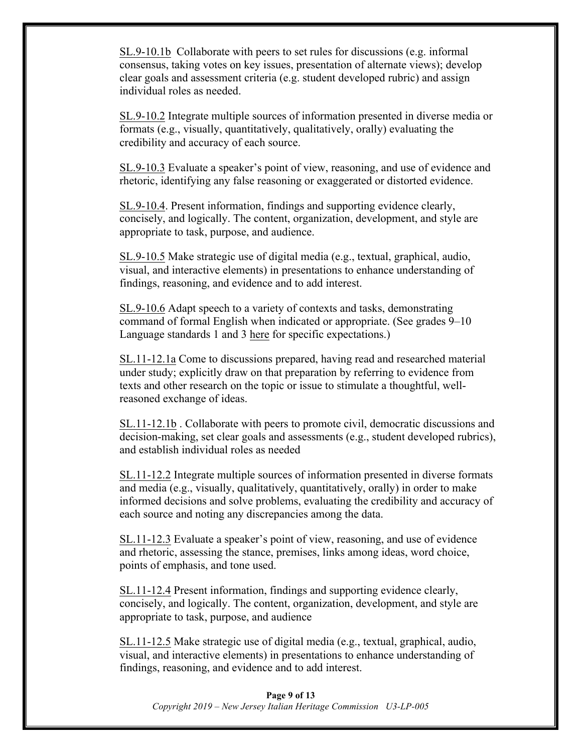SL.9-10.1b  Collaborate with peers to set rules for discussions (e.g. informal consensus, taking votes on key issues, presentation of alternate views); develop clear goals and assessment criteria (e.g. student developed rubric) and assign individual roles as needed.

SL.9-10.2 Integrate multiple sources of information presented in diverse media or formats (e.g., visually, quantitatively, qualitatively, orally) evaluating the credibility and accuracy of each source.

SL.9-10.3 Evaluate a speaker's point of view, reasoning, and use of evidence and rhetoric, identifying any false reasoning or exaggerated or distorted evidence.

SL.9-10.4. Present information, findings and supporting evidence clearly, concisely, and logically. The content, organization, development, and style are appropriate to task, purpose, and audience.

SL.9-10.5 Make strategic use of digital media (e.g., textual, graphical, audio, visual, and interactive elements) in presentations to enhance understanding of findings, reasoning, and evidence and to add interest.

SL.9-10.6 Adapt speech to a variety of contexts and tasks, demonstrating command of formal English when indicated or appropriate. (See grades 9–10 Language standards 1 and 3 here for specific expectations.)

SL.11-12.1a Come to discussions prepared, having read and researched material under study; explicitly draw on that preparation by referring to evidence from texts and other research on the topic or issue to stimulate a thoughtful, well-reasoned exchange of ideas.

SL.11-12.1b . Collaborate with peers to promote civil, democratic discussions and decision-making, set clear goals and assessments (e.g., student developed rubrics), and establish individual roles as needed

SL.11-12.2 Integrate multiple sources of information presented in diverse formats and media (e.g., visually, qualitatively, quantitatively, orally) in order to make informed decisions and solve problems, evaluating the credibility and accuracy of each source and noting any discrepancies among the data.

SL.11-12.3 Evaluate a speaker's point of view, reasoning, and use of evidence and rhetoric, assessing the stance, premises, links among ideas, word choice, points of emphasis, and tone used.

SL.11-12.4 Present information, findings and supporting evidence clearly, concisely, and logically. The content, organization, development, and style are appropriate to task, purpose, and audience

SL.11-12.5 Make strategic use of digital media (e.g., textual, graphical, audio, visual, and interactive elements) in presentations to enhance understanding of findings, reasoning, and evidence and to add interest.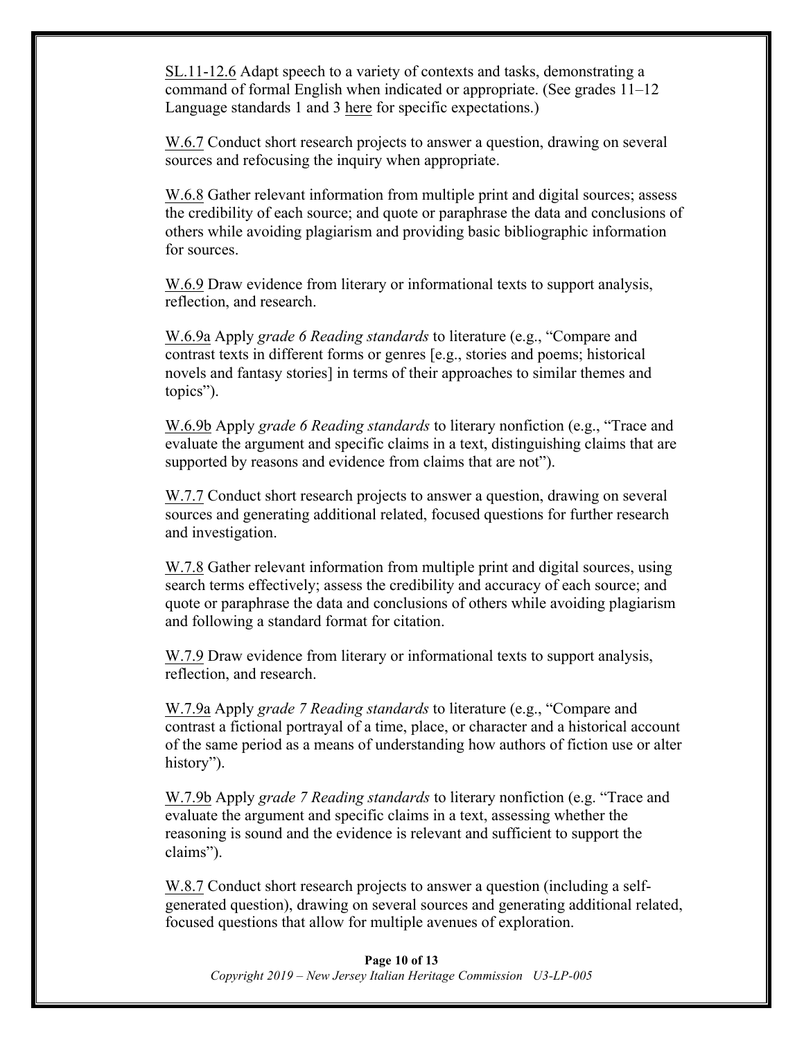SL.11-12.6 Adapt speech to a variety of contexts and tasks, demonstrating a command of formal English when indicated or appropriate. (See grades 11–12 Language standards 1 and 3 here for specific expectations.)

W.6.7 Conduct short research projects to answer a question, drawing on several sources and refocusing the inquiry when appropriate.

W.6.8 Gather relevant information from multiple print and digital sources; assess the credibility of each source; and quote or paraphrase the data and conclusions of others while avoiding plagiarism and providing basic bibliographic information for sources.

W.6.9 Draw evidence from literary or informational texts to support analysis, reflection, and research.

W.6.9a Apply *grade 6 Reading standards* to literature (e.g., "Compare and contrast texts in different forms or genres [e.g., stories and poems; historical novels and fantasy stories] in terms of their approaches to similar themes and topics").

W.6.9b Apply *grade 6 Reading standards* to literary nonfiction (e.g., "Trace and evaluate the argument and specific claims in a text, distinguishing claims that are supported by reasons and evidence from claims that are not").

W.7.7 Conduct short research projects to answer a question, drawing on several sources and generating additional related, focused questions for further research and investigation.

W.7.8 Gather relevant information from multiple print and digital sources, using search terms effectively; assess the credibility and accuracy of each source; and quote or paraphrase the data and conclusions of others while avoiding plagiarism and following a standard format for citation.

W.7.9 Draw evidence from literary or informational texts to support analysis, reflection, and research.

W.7.9a Apply *grade 7 Reading standards* to literature (e.g., "Compare and contrast a fictional portrayal of a time, place, or character and a historical account of the same period as a means of understanding how authors of fiction use or alter history").

W.7.9b Apply *grade 7 Reading standards* to literary nonfiction (e.g. "Trace and evaluate the argument and specific claims in a text, assessing whether the reasoning is sound and the evidence is relevant and sufficient to support the claims").

W.8.7 Conduct short research projects to answer a question (including a self-generated question), drawing on several sources and generating additional related, focused questions that allow for multiple avenues of exploration.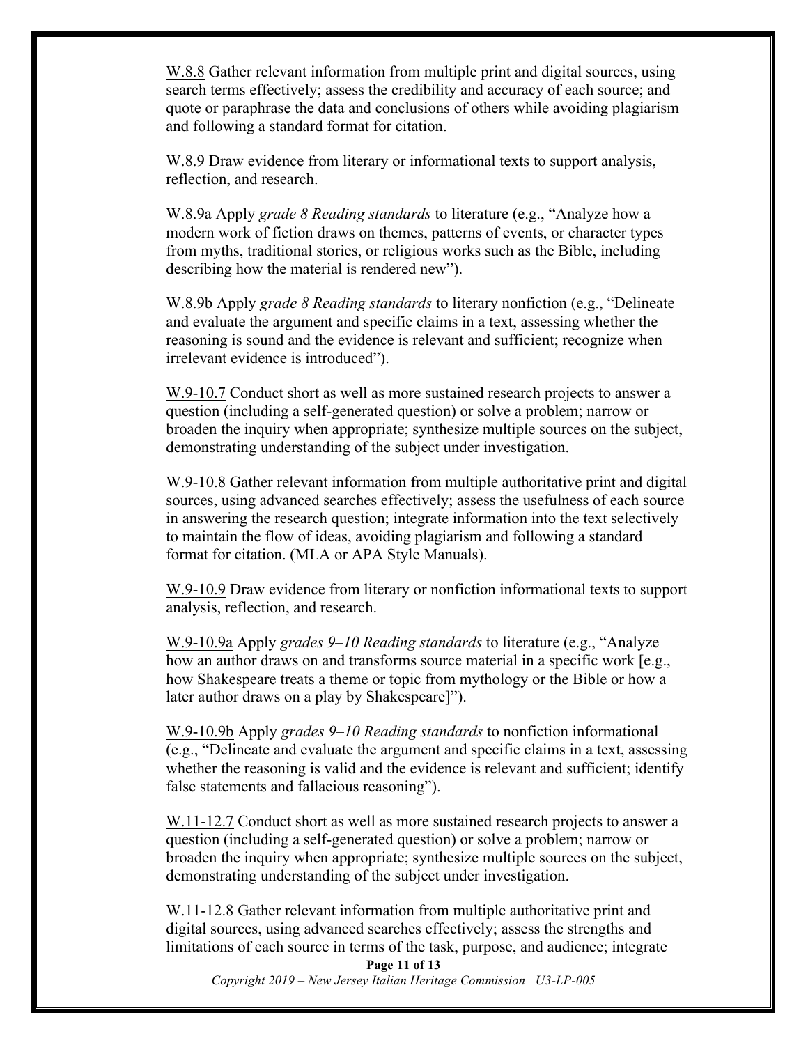<u>W.8.8</u> Gather relevant information from multiple print and digital sources, using search terms effectively; assess the credibility and accuracy of each source; and quote or paraphrase the data and conclusions of others while avoiding plagiarism and following a standard format for citation.

<u>W.8.9</u> Draw evidence from literary or informational texts to support analysis, reflection, and research.

<u>W.8.9a</u> Apply *grade 8 Reading standards* to literature (e.g., "Analyze how a modern work of fiction draws on themes, patterns of events, or character types from myths, traditional stories, or religious works such as the Bible, including describing how the material is rendered new").

<u>W.8.9b</u> Apply *grade 8 Reading standards* to literary nonfiction (e.g., "Delineate and evaluate the argument and specific claims in a text, assessing whether the reasoning is sound and the evidence is relevant and sufficient; recognize when irrelevant evidence is introduced").

<u>W.9-10.7</u> Conduct short as well as more sustained research projects to answer a question (including a self-generated question) or solve a problem; narrow or broaden the inquiry when appropriate; synthesize multiple sources on the subject, demonstrating understanding of the subject under investigation.

<u>W.9-10.8</u> Gather relevant information from multiple authoritative print and digital sources, using advanced searches effectively; assess the usefulness of each source in answering the research question; integrate information into the text selectively to maintain the flow of ideas, avoiding plagiarism and following a standard format for citation. (MLA or APA Style Manuals).

<u>W.9-10.9</u> Draw evidence from literary or nonfiction informational texts to support analysis, reflection, and research.

<u>W.9-10.9a</u> Apply *grades 9–10 Reading standards* to literature (e.g., "Analyze how an author draws on and transforms source material in a specific work [e.g., how Shakespeare treats a theme or topic from mythology or the Bible or how a later author draws on a play by Shakespeare]").

<u>W.9-10.9b</u> Apply *grades 9–10 Reading standards* to nonfiction informational (e.g., "Delineate and evaluate the argument and specific claims in a text, assessing whether the reasoning is valid and the evidence is relevant and sufficient; identify false statements and fallacious reasoning").

<u>W.11-12.7</u> Conduct short as well as more sustained research projects to answer a question (including a self-generated question) or solve a problem; narrow or broaden the inquiry when appropriate; synthesize multiple sources on the subject, demonstrating understanding of the subject under investigation.

<u>W.11-12.8</u> Gather relevant information from multiple authoritative print and digital sources, using advanced searches effectively; assess the strengths and limitations of each source in terms of the task, purpose, and audience; integrate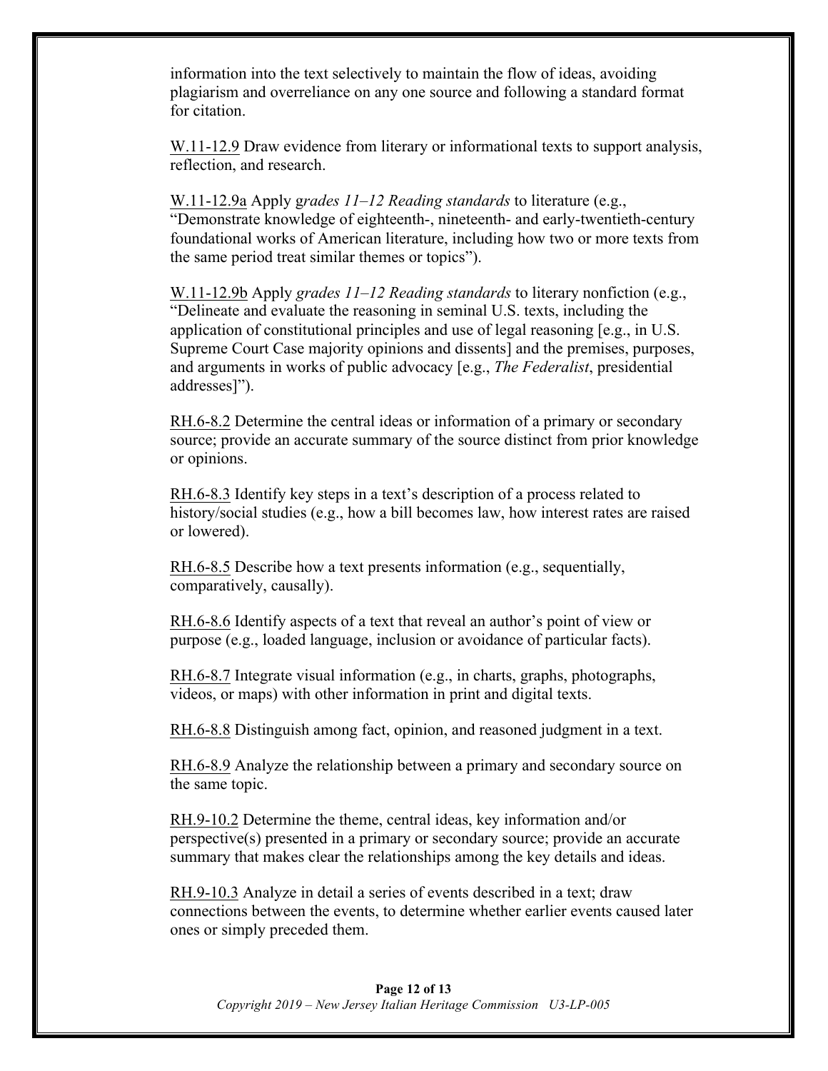information into the text selectively to maintain the flow of ideas, avoiding plagiarism and overreliance on any one source and following a standard format for citation.

W.11-12.9 Draw evidence from literary or informational texts to support analysis, reflection, and research.

W.11-12.9a Apply g*rades 11–12 Reading standards* to literature (e.g., "Demonstrate knowledge of eighteenth-, nineteenth- and early-twentieth-century foundational works of American literature, including how two or more texts from the same period treat similar themes or topics").

W.11-12.9b Apply *grades 11–12 Reading standards* to literary nonfiction (e.g., "Delineate and evaluate the reasoning in seminal U.S. texts, including the application of constitutional principles and use of legal reasoning [e.g., in U.S. Supreme Court Case majority opinions and dissents] and the premises, purposes, and arguments in works of public advocacy [e.g., *The Federalist*, presidential addresses]").

RH.6-8.2 Determine the central ideas or information of a primary or secondary source; provide an accurate summary of the source distinct from prior knowledge or opinions.

RH.6-8.3 Identify key steps in a text's description of a process related to history/social studies (e.g., how a bill becomes law, how interest rates are raised or lowered).

RH.6-8.5 Describe how a text presents information (e.g., sequentially, comparatively, causally).

RH.6-8.6 Identify aspects of a text that reveal an author's point of view or purpose (e.g., loaded language, inclusion or avoidance of particular facts).

RH.6-8.7 Integrate visual information (e.g., in charts, graphs, photographs, videos, or maps) with other information in print and digital texts.

RH.6-8.8 Distinguish among fact, opinion, and reasoned judgment in a text.

RH.6-8.9 Analyze the relationship between a primary and secondary source on the same topic.

RH.9-10.2 Determine the theme, central ideas, key information and/or perspective(s) presented in a primary or secondary source; provide an accurate summary that makes clear the relationships among the key details and ideas.

RH.9-10.3 Analyze in detail a series of events described in a text; draw connections between the events, to determine whether earlier events caused later ones or simply preceded them.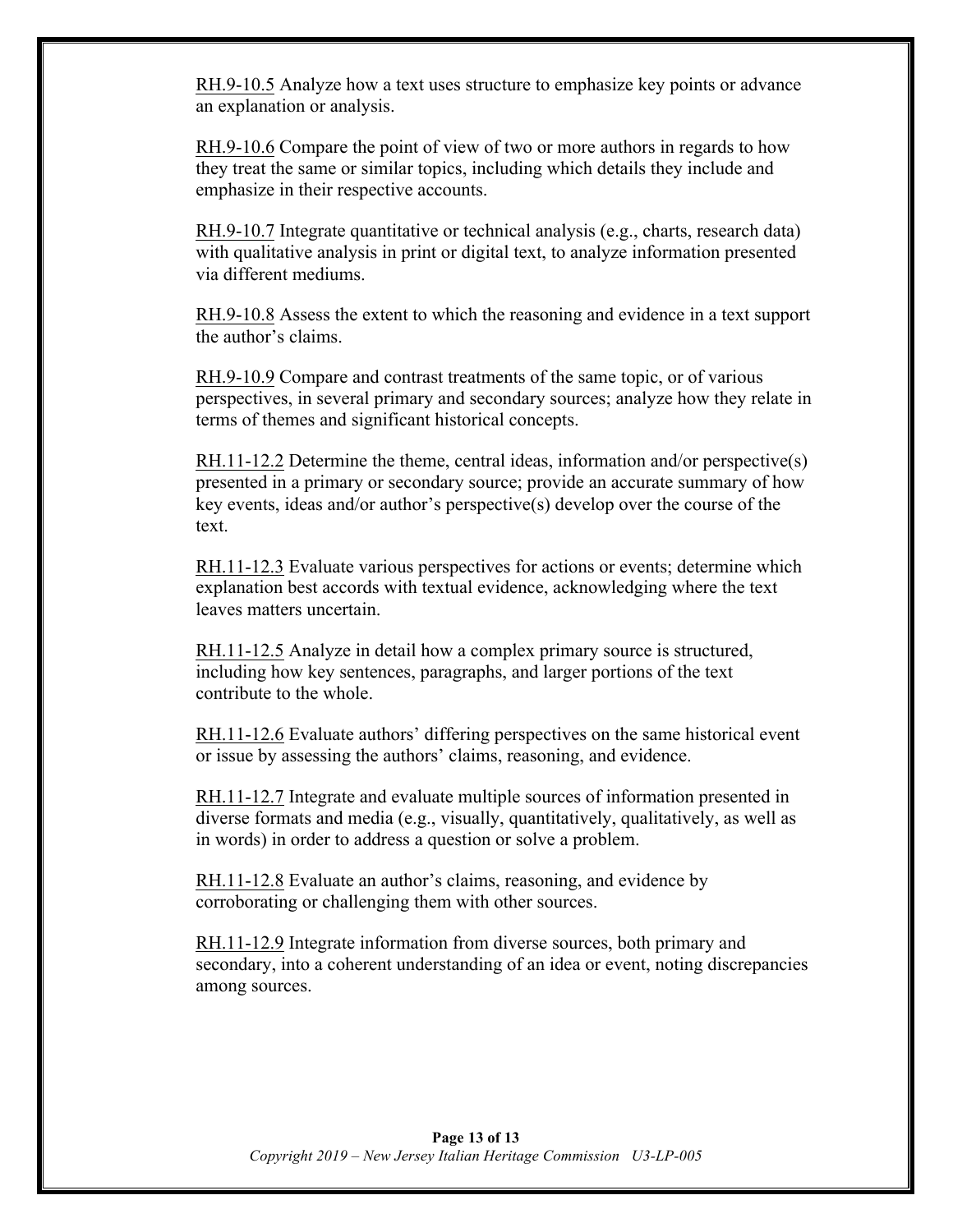RH.9-10.5 Analyze how a text uses structure to emphasize key points or advance an explanation or analysis.

RH.9-10.6 Compare the point of view of two or more authors in regards to how they treat the same or similar topics, including which details they include and emphasize in their respective accounts.

RH.9-10.7 Integrate quantitative or technical analysis (e.g., charts, research data) with qualitative analysis in print or digital text, to analyze information presented via different mediums.

RH.9-10.8 Assess the extent to which the reasoning and evidence in a text support the author's claims.

RH.9-10.9 Compare and contrast treatments of the same topic, or of various perspectives, in several primary and secondary sources; analyze how they relate in terms of themes and significant historical concepts.

RH.11-12.2 Determine the theme, central ideas, information and/or perspective(s) presented in a primary or secondary source; provide an accurate summary of how key events, ideas and/or author's perspective(s) develop over the course of the text.

RH.11-12.3 Evaluate various perspectives for actions or events; determine which explanation best accords with textual evidence, acknowledging where the text leaves matters uncertain.

RH.11-12.5 Analyze in detail how a complex primary source is structured, including how key sentences, paragraphs, and larger portions of the text contribute to the whole.

RH.11-12.6 Evaluate authors' differing perspectives on the same historical event or issue by assessing the authors' claims, reasoning, and evidence.

RH.11-12.7 Integrate and evaluate multiple sources of information presented in diverse formats and media (e.g., visually, quantitatively, qualitatively, as well as in words) in order to address a question or solve a problem.

RH.11-12.8 Evaluate an author's claims, reasoning, and evidence by corroborating or challenging them with other sources.

RH.11-12.9 Integrate information from diverse sources, both primary and secondary, into a coherent understanding of an idea or event, noting discrepancies among sources.

*Copyright 2019 – New Jersey Italian Heritage Commission U3-LP-005*